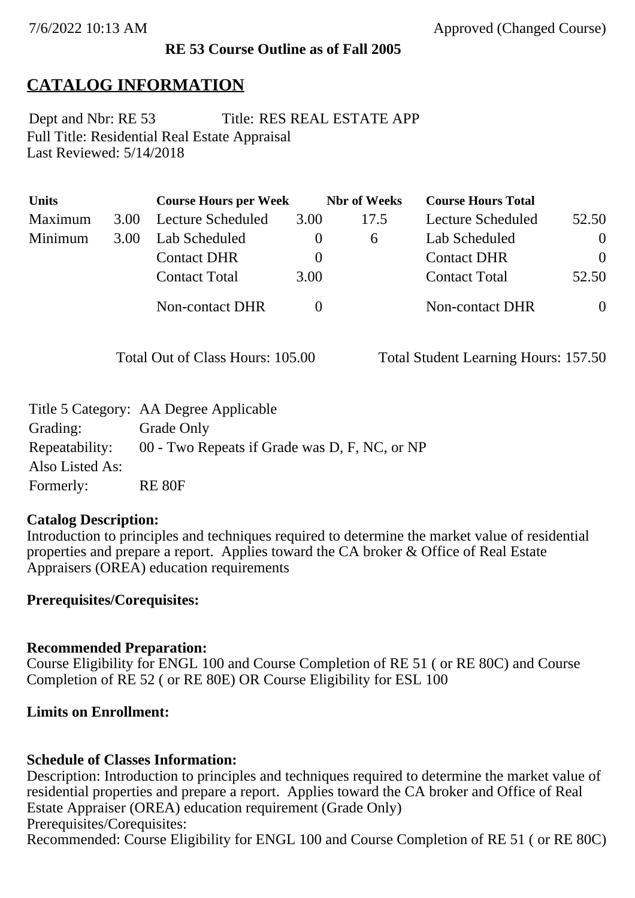7/6/2022 10:13 AM Approved (Changed Course)

**RE 53 Course Outline as of Fall 2005**

## CATALOG INFORMATION

Dept and Nbr: RE 53 Title: RES REAL ESTATE APP
Full Title: Residential Real Estate Appraisal
Last Reviewed: 5/14/2018

| Units | | Course Hours per Week | | Nbr of Weeks | Course Hours Total | |
|---|---|---|---|---|---|---|
| Maximum | 3.00 | Lecture Scheduled | 3.00 | 17.5 | Lecture Scheduled | 52.50 |
| Minimum | 3.00 | Lab Scheduled | 0 | 6 | Lab Scheduled | 0 |
| | | Contact DHR | 0 | | Contact DHR | 0 |
| | | Contact Total | 3.00 | | Contact Total | 52.50 |
| | | Non-contact DHR | 0 | | Non-contact DHR | 0 |

Total Out of Class Hours: 105.00 Total Student Learning Hours: 157.50

Title 5 Category: AA Degree Applicable
Grading: Grade Only
Repeatability: 00 - Two Repeats if Grade was D, F, NC, or NP
Also Listed As:
Formerly: RE 80F

**Catalog Description:**
Introduction to principles and techniques required to determine the market value of residential properties and prepare a report. Applies toward the CA broker & Office of Real Estate Appraisers (OREA) education requirements

**Prerequisites/Corequisites:**

**Recommended Preparation:**
Course Eligibility for ENGL 100 and Course Completion of RE 51 ( or RE 80C) and Course Completion of RE 52 ( or RE 80E) OR Course Eligibility for ESL 100

**Limits on Enrollment:**

**Schedule of Classes Information:**
Description: Introduction to principles and techniques required to determine the market value of residential properties and prepare a report. Applies toward the CA broker and Office of Real Estate Appraiser (OREA) education requirement (Grade Only)
Prerequisites/Corequisites:
Recommended: Course Eligibility for ENGL 100 and Course Completion of RE 51 ( or RE 80C)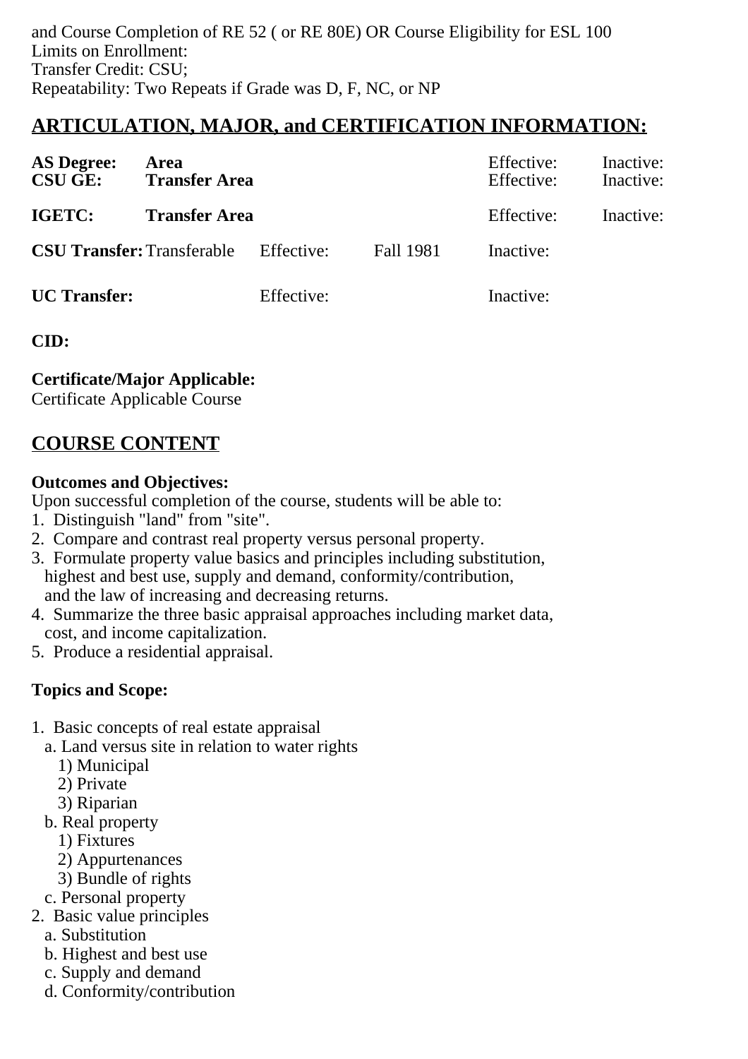and Course Completion of RE 52 ( or RE 80E) OR Course Eligibility for ESL 100
Limits on Enrollment:
Transfer Credit: CSU;
Repeatability: Two Repeats if Grade was D, F, NC, or NP

## ARTICULATION, MAJOR, and CERTIFICATION INFORMATION:

| | | | | | |
|---|---|---|---|---|---|
| **AS Degree:** | **Area** | | | Effective: | Inactive: |
| **CSU GE:** | **Transfer Area** | | | Effective: | Inactive: |
| **IGETC:** | **Transfer Area** | | | Effective: | Inactive: |
| **CSU Transfer:** | Transferable | Effective: | Fall 1981 | Inactive: | |
| **UC Transfer:** | | Effective: | | Inactive: | |

**CID:**

**Certificate/Major Applicable:**
Certificate Applicable Course

## COURSE CONTENT

**Outcomes and Objectives:**
Upon successful completion of the course, students will be able to:
1. Distinguish "land" from "site".
2. Compare and contrast real property versus personal property.
3. Formulate property value basics and principles including substitution, highest and best use, supply and demand, conformity/contribution, and the law of increasing and decreasing returns.
4. Summarize the three basic appraisal approaches including market data, cost, and income capitalization.
5. Produce a residential appraisal.

**Topics and Scope:**

1. Basic concepts of real estate appraisal
   a. Land versus site in relation to water rights
      1) Municipal
      2) Private
      3) Riparian
   b. Real property
      1) Fixtures
      2) Appurtenances
      3) Bundle of rights
   c. Personal property
2. Basic value principles
   a. Substitution
   b. Highest and best use
   c. Supply and demand
   d. Conformity/contribution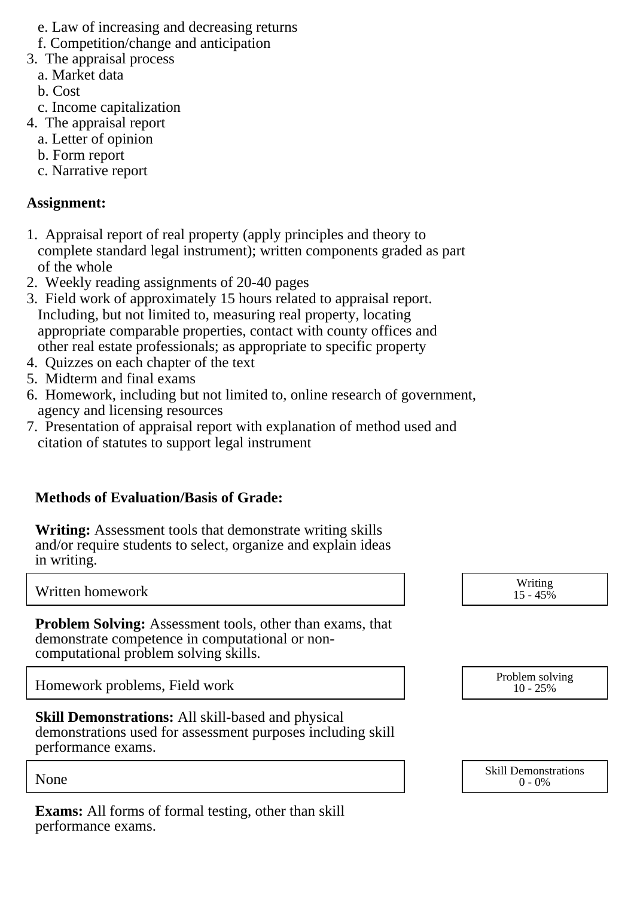e. Law of increasing and decreasing returns
   f. Competition/change and anticipation
3. The appraisal process
   a. Market data
   b. Cost
   c. Income capitalization
4. The appraisal report
   a. Letter of opinion
   b. Form report
   c. Narrative report

**Assignment:**

1. Appraisal report of real property (apply principles and theory to complete standard legal instrument); written components graded as part of the whole
2. Weekly reading assignments of 20-40 pages
3. Field work of approximately 15 hours related to appraisal report. Including, but not limited to, measuring real property, locating appropriate comparable properties, contact with county offices and other real estate professionals; as appropriate to specific property
4. Quizzes on each chapter of the text
5. Midterm and final exams
6. Homework, including but not limited to, online research of government, agency and licensing resources
7. Presentation of appraisal report with explanation of method used and citation of statutes to support legal instrument

**Methods of Evaluation/Basis of Grade:**

**Writing:** Assessment tools that demonstrate writing skills and/or require students to select, organize and explain ideas in writing.

| Written homework | Writing 15 - 45% |
|---|---|

**Problem Solving:** Assessment tools, other than exams, that demonstrate competence in computational or non-computational problem solving skills.

| Homework problems, Field work | Problem solving 10 - 25% |
|---|---|

**Skill Demonstrations:** All skill-based and physical demonstrations used for assessment purposes including skill performance exams.

| None | Skill Demonstrations 0 - 0% |
|---|---|

**Exams:** All forms of formal testing, other than skill performance exams.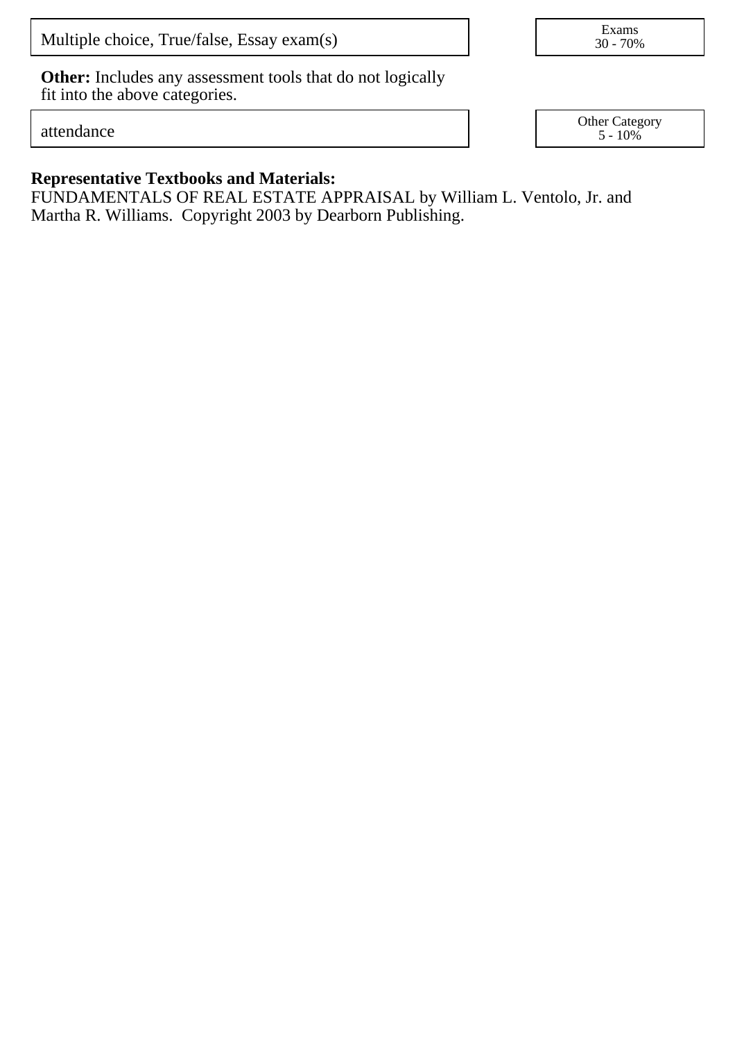| | |
|---|---|
| Multiple choice, True/false, Essay exam(s) | Exams 30 - 70% |

**Other:** Includes any assessment tools that do not logically fit into the above categories.

| | |
|---|---|
| attendance | Other Category 5 - 10% |

**Representative Textbooks and Materials:**
FUNDAMENTALS OF REAL ESTATE APPRAISAL by William L. Ventolo, Jr. and Martha R. Williams. Copyright 2003 by Dearborn Publishing.